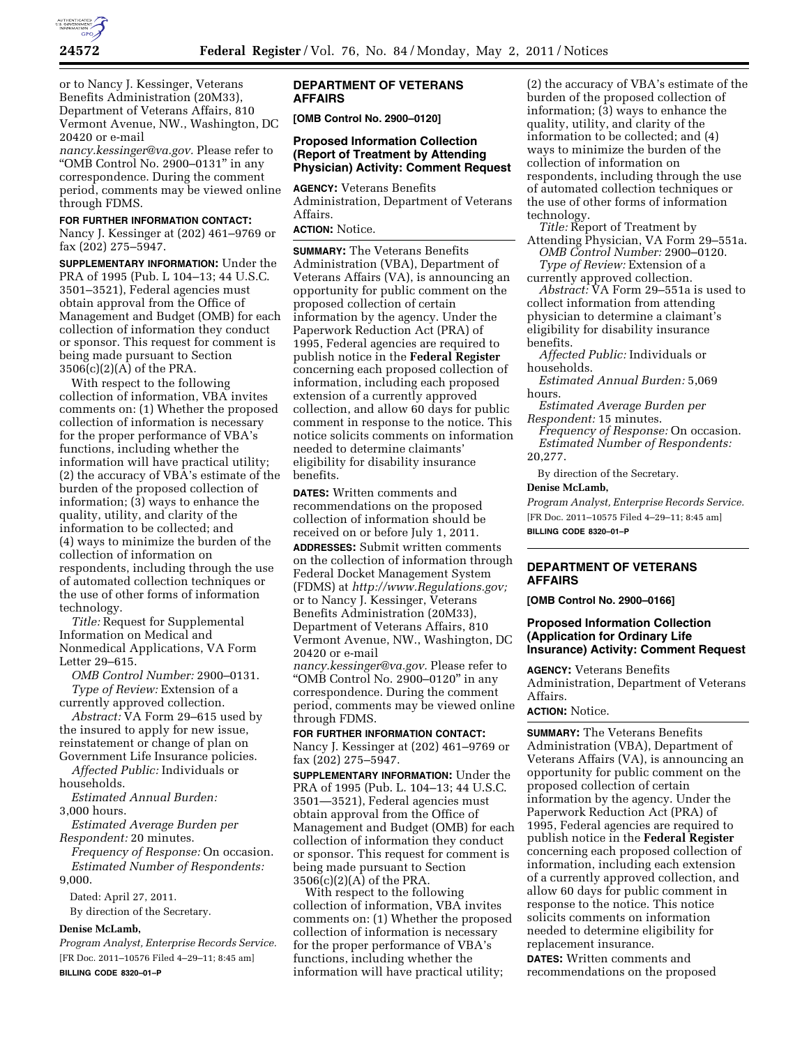or to Nancy J. Kessinger, Veterans Benefits Administration (20M33), Department of Veterans Affairs, 810 Vermont Avenue, NW., Washington, DC 20420 or e-mail *nancy.kessinger@va.gov.* Please refer to "OMB Control No. 2900–0131" in any correspondence. During the comment period, comments may be viewed online through FDMS.

**FOR FURTHER INFORMATION CONTACT:** Nancy J. Kessinger at (202) 461–9769 or fax (202) 275–5947.

**SUPPLEMENTARY INFORMATION:** Under the PRA of 1995 (Pub. L 104–13; 44 U.S.C. 3501–3521), Federal agencies must obtain approval from the Office of Management and Budget (OMB) for each collection of information they conduct or sponsor. This request for comment is being made pursuant to Section 3506(c)(2)(A) of the PRA.

With respect to the following collection of information, VBA invites comments on: (1) Whether the proposed collection of information is necessary for the proper performance of VBA's functions, including whether the information will have practical utility; (2) the accuracy of VBA's estimate of the burden of the proposed collection of information; (3) ways to enhance the quality, utility, and clarity of the information to be collected; and (4) ways to minimize the burden of the collection of information on respondents, including through the use of automated collection techniques or the use of other forms of information technology.

*Title:* Request for Supplemental Information on Medical and Nonmedical Applications, VA Form Letter 29–615.

*OMB Control Number:* 2900–0131.

*Type of Review:* Extension of a currently approved collection.

*Abstract:* VA Form 29–615 used by the insured to apply for new issue, reinstatement or change of plan on Government Life Insurance policies.

*Affected Public:* Individuals or households.

*Estimated Annual Burden:* 3,000 hours.

*Estimated Average Burden per Respondent:* 20 minutes.

*Frequency of Response:* On occasion.

*Estimated Number of Respondents:* 9,000.

Dated: April 27, 2011.

By direction of the Secretary.

**Denise McLamb,**

*Program Analyst, Enterprise Records Service.*

[FR Doc. 2011–10576 Filed 4–29–11; 8:45 am]

**BILLING CODE 8320–01–P**

---

## DEPARTMENT OF VETERANS AFFAIRS

**[OMB Control No. 2900–0120]**

### Proposed Information Collection (Report of Treatment by Attending Physician) Activity: Comment Request

**AGENCY:** Veterans Benefits Administration, Department of Veterans Affairs.

**ACTION:** Notice.

**SUMMARY:** The Veterans Benefits Administration (VBA), Department of Veterans Affairs (VA), is announcing an opportunity for public comment on the proposed collection of certain information by the agency. Under the Paperwork Reduction Act (PRA) of 1995, Federal agencies are required to publish notice in the **Federal Register** concerning each proposed collection of information, including each proposed extension of a currently approved collection, and allow 60 days for public comment in response to the notice. This notice solicits comments on information needed to determine claimants' eligibility for disability insurance benefits.

**DATES:** Written comments and recommendations on the proposed collection of information should be received on or before July 1, 2011.

**ADDRESSES:** Submit written comments on the collection of information through Federal Docket Management System (FDMS) at *http://www.Regulations.gov;* or to Nancy J. Kessinger, Veterans Benefits Administration (20M33), Department of Veterans Affairs, 810 Vermont Avenue, NW., Washington, DC 20420 or e-mail *nancy.kessinger@va.gov.* Please refer to "OMB Control No. 2900–0120" in any correspondence. During the comment period, comments may be viewed online through FDMS.

**FOR FURTHER INFORMATION CONTACT:** Nancy J. Kessinger at (202) 461–9769 or fax (202) 275–5947.

**SUPPLEMENTARY INFORMATION:** Under the PRA of 1995 (Pub. L. 104–13; 44 U.S.C. 3501—3521), Federal agencies must obtain approval from the Office of Management and Budget (OMB) for each collection of information they conduct or sponsor. This request for comment is being made pursuant to Section 3506(c)(2)(A) of the PRA.

With respect to the following collection of information, VBA invites comments on: (1) Whether the proposed collection of information is necessary for the proper performance of VBA's functions, including whether the information will have practical utility; (2) the accuracy of VBA's estimate of the burden of the proposed collection of information; (3) ways to enhance the quality, utility, and clarity of the information to be collected; and (4) ways to minimize the burden of the collection of information on respondents, including through the use of automated collection techniques or the use of other forms of information technology.

*Title:* Report of Treatment by Attending Physician, VA Form 29–551a.

*OMB Control Number:* 2900–0120.

*Type of Review:* Extension of a currently approved collection.

*Abstract:* VA Form 29–551a is used to collect information from attending physician to determine a claimant's eligibility for disability insurance benefits.

*Affected Public:* Individuals or households.

*Estimated Annual Burden:* 5,069 hours.

*Estimated Average Burden per Respondent:* 15 minutes.

*Frequency of Response:* On occasion.

*Estimated Number of Respondents:* 20,277.

By direction of the Secretary.

**Denise McLamb,**

*Program Analyst, Enterprise Records Service.*

[FR Doc. 2011–10575 Filed 4–29–11; 8:45 am]

**BILLING CODE 8320–01–P**

---

## DEPARTMENT OF VETERANS AFFAIRS

**[OMB Control No. 2900–0166]**

### Proposed Information Collection (Application for Ordinary Life Insurance) Activity: Comment Request

**AGENCY:** Veterans Benefits Administration, Department of Veterans Affairs.

**ACTION:** Notice.

**SUMMARY:** The Veterans Benefits Administration (VBA), Department of Veterans Affairs (VA), is announcing an opportunity for public comment on the proposed collection of certain information by the agency. Under the Paperwork Reduction Act (PRA) of 1995, Federal agencies are required to publish notice in the **Federal Register** concerning each proposed collection of information, including each extension of a currently approved collection, and allow 60 days for public comment in response to the notice. This notice solicits comments on information needed to determine eligibility for replacement insurance.

**DATES:** Written comments and recommendations on the proposed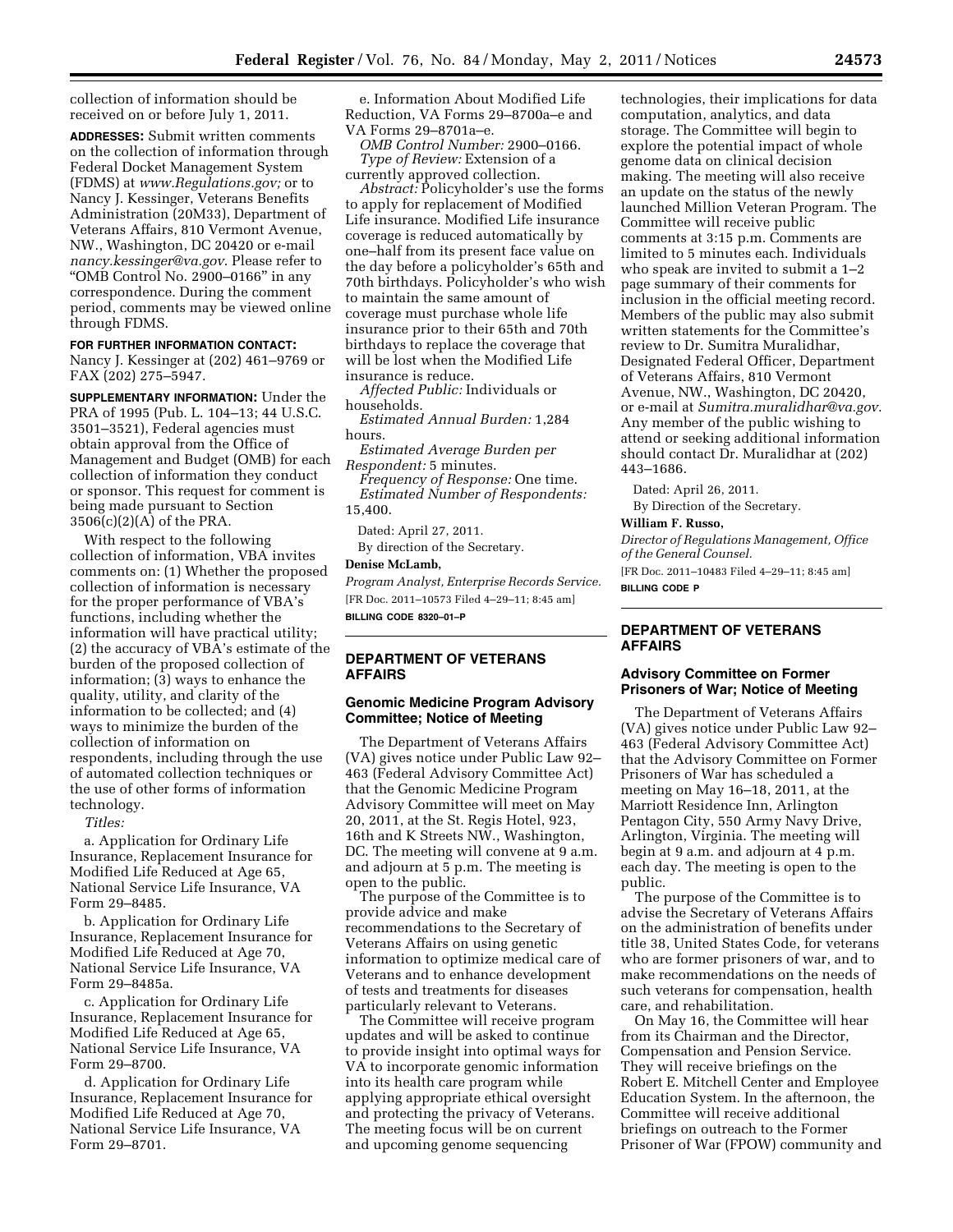collection of information should be received on or before July 1, 2011.

**ADDRESSES:** Submit written comments on the collection of information through Federal Docket Management System (FDMS) at *www.Regulations.gov;* or to Nancy J. Kessinger, Veterans Benefits Administration (20M33), Department of Veterans Affairs, 810 Vermont Avenue, NW., Washington, DC 20420 or e-mail *nancy.kessinger@va.gov*. Please refer to "OMB Control No. 2900–0166" in any correspondence. During the comment period, comments may be viewed online through FDMS.

**FOR FURTHER INFORMATION CONTACT:** Nancy J. Kessinger at (202) 461–9769 or FAX (202) 275–5947.

**SUPPLEMENTARY INFORMATION:** Under the PRA of 1995 (Pub. L. 104–13; 44 U.S.C. 3501–3521), Federal agencies must obtain approval from the Office of Management and Budget (OMB) for each collection of information they conduct or sponsor. This request for comment is being made pursuant to Section 3506(c)(2)(A) of the PRA.

With respect to the following collection of information, VBA invites comments on: (1) Whether the proposed collection of information is necessary for the proper performance of VBA's functions, including whether the information will have practical utility; (2) the accuracy of VBA's estimate of the burden of the proposed collection of information; (3) ways to enhance the quality, utility, and clarity of the information to be collected; and (4) ways to minimize the burden of the collection of information on respondents, including through the use of automated collection techniques or the use of other forms of information technology.

*Titles:*

a. Application for Ordinary Life Insurance, Replacement Insurance for Modified Life Reduced at Age 65, National Service Life Insurance, VA Form 29–8485.

b. Application for Ordinary Life Insurance, Replacement Insurance for Modified Life Reduced at Age 70, National Service Life Insurance, VA Form 29–8485a.

c. Application for Ordinary Life Insurance, Replacement Insurance for Modified Life Reduced at Age 65, National Service Life Insurance, VA Form 29–8700.

d. Application for Ordinary Life Insurance, Replacement Insurance for Modified Life Reduced at Age 70, National Service Life Insurance, VA Form 29–8701.

e. Information About Modified Life Reduction, VA Forms 29–8700a–e and VA Forms 29–8701a–e.

*OMB Control Number:* 2900–0166.

*Type of Review:* Extension of a currently approved collection.

*Abstract:* Policyholder's use the forms to apply for replacement of Modified Life insurance. Modified Life insurance coverage is reduced automatically by one–half from its present face value on the day before a policyholder's 65th and 70th birthdays. Policyholder's who wish to maintain the same amount of coverage must purchase whole life insurance prior to their 65th and 70th birthdays to replace the coverage that will be lost when the Modified Life insurance is reduce.

*Affected Public:* Individuals or households.

*Estimated Annual Burden:* 1,284 hours.

*Estimated Average Burden per Respondent:* 5 minutes.

*Frequency of Response:* One time.

*Estimated Number of Respondents:* 15,400.

Dated: April 27, 2011.

By direction of the Secretary.

**Denise McLamb,**

*Program Analyst, Enterprise Records Service.*

[FR Doc. 2011–10573 Filed 4–29–11; 8:45 am]

**BILLING CODE 8320–01–P**

## DEPARTMENT OF VETERANS AFFAIRS

### Genomic Medicine Program Advisory Committee; Notice of Meeting

The Department of Veterans Affairs (VA) gives notice under Public Law 92–463 (Federal Advisory Committee Act) that the Genomic Medicine Program Advisory Committee will meet on May 20, 2011, at the St. Regis Hotel, 923, 16th and K Streets NW., Washington, DC. The meeting will convene at 9 a.m. and adjourn at 5 p.m. The meeting is open to the public.

The purpose of the Committee is to provide advice and make recommendations to the Secretary of Veterans Affairs on using genetic information to optimize medical care of Veterans and to enhance development of tests and treatments for diseases particularly relevant to Veterans.

The Committee will receive program updates and will be asked to continue to provide insight into optimal ways for VA to incorporate genomic information into its health care program while applying appropriate ethical oversight and protecting the privacy of Veterans. The meeting focus will be on current and upcoming genome sequencing technologies, their implications for data computation, analytics, and data storage. The Committee will begin to explore the potential impact of whole genome data on clinical decision making. The meeting will also receive an update on the status of the newly launched Million Veteran Program. The Committee will receive public comments at 3:15 p.m. Comments are limited to 5 minutes each. Individuals who speak are invited to submit a 1–2 page summary of their comments for inclusion in the official meeting record. Members of the public may also submit written statements for the Committee's review to Dr. Sumitra Muralidhar, Designated Federal Officer, Department of Veterans Affairs, 810 Vermont Avenue, NW., Washington, DC 20420, or e-mail at *Sumitra.muralidhar@va.gov*. Any member of the public wishing to attend or seeking additional information should contact Dr. Muralidhar at (202) 443–1686.

Dated: April 26, 2011.

By Direction of the Secretary.

**William F. Russo,**

*Director of Regulations Management, Office of the General Counsel.*

[FR Doc. 2011–10483 Filed 4–29–11; 8:45 am]

**BILLING CODE P**

## DEPARTMENT OF VETERANS AFFAIRS

### Advisory Committee on Former Prisoners of War; Notice of Meeting

The Department of Veterans Affairs (VA) gives notice under Public Law 92–463 (Federal Advisory Committee Act) that the Advisory Committee on Former Prisoners of War has scheduled a meeting on May 16–18, 2011, at the Marriott Residence Inn, Arlington Pentagon City, 550 Army Navy Drive, Arlington, Virginia. The meeting will begin at 9 a.m. and adjourn at 4 p.m. each day. The meeting is open to the public.

The purpose of the Committee is to advise the Secretary of Veterans Affairs on the administration of benefits under title 38, United States Code, for veterans who are former prisoners of war, and to make recommendations on the needs of such veterans for compensation, health care, and rehabilitation.

On May 16, the Committee will hear from its Chairman and the Director, Compensation and Pension Service. They will receive briefings on the Robert E. Mitchell Center and Employee Education System. In the afternoon, the Committee will receive additional briefings on outreach to the Former Prisoner of War (FPOW) community and